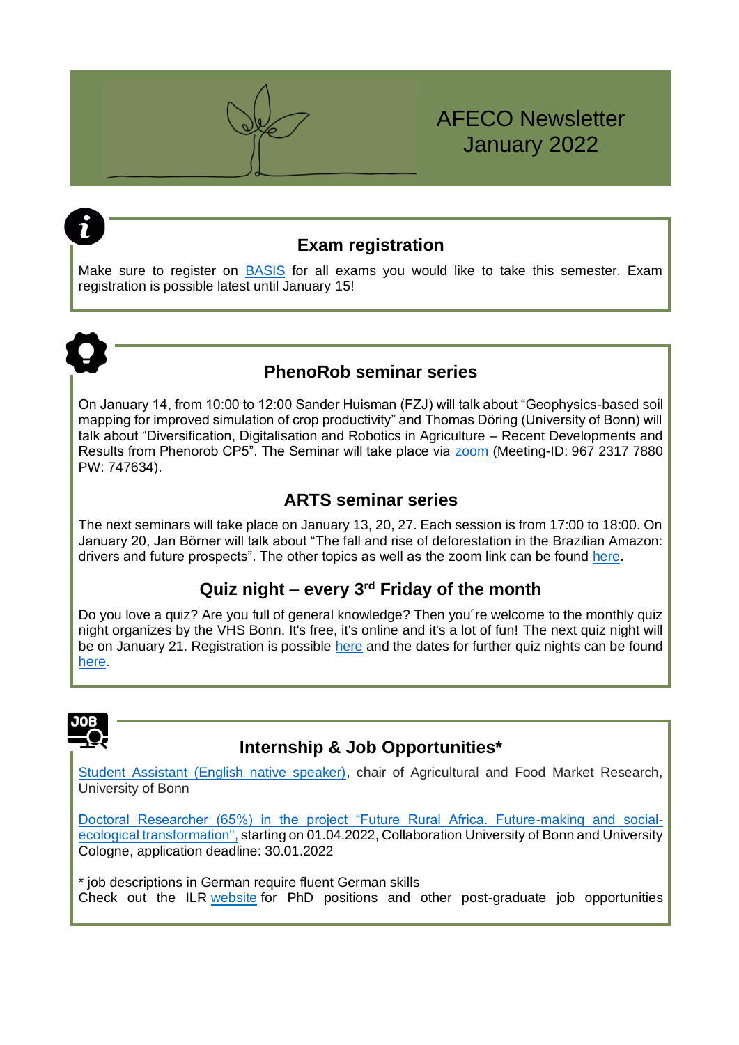# AFECO Newsletter January 2022

## Exam registration

Make sure to register on BASIS for all exams you would like to take this semester. Exam registration is possible latest until January 15!

## PhenoRob seminar series

On January 14, from 10:00 to 12:00 Sander Huisman (FZJ) will talk about “Geophysics-based soil mapping for improved simulation of crop productivity” and Thomas Döring (University of Bonn) will talk about “Diversification, Digitalisation and Robotics in Agriculture – Recent Developments and Results from Phenorob CP5”. The Seminar will take place via zoom (Meeting-ID: 967 2317 7880 PW: 747634).

## ARTS seminar series

The next seminars will take place on January 13, 20, 27. Each session is from 17:00 to 18:00. On January 20, Jan Börner will talk about “The fall and rise of deforestation in the Brazilian Amazon: drivers and future prospects”. The other topics as well as the zoom link can be found here.

## Quiz night – every 3rd Friday of the month

Do you love a quiz? Are you full of general knowledge? Then you´re welcome to the monthly quiz night organizes by the VHS Bonn. It's free, it's online and it's a lot of fun! The next quiz night will be on January 21. Registration is possible here and the dates for further quiz nights can be found here.

## Internship & Job Opportunities*

Student Assistant (English native speaker), chair of Agricultural and Food Market Research, University of Bonn

Doctoral Researcher (65%) in the project “Future Rural Africa. Future-making and social-ecological transformation", starting on 01.04.2022, Collaboration University of Bonn and University Cologne, application deadline: 30.01.2022

* job descriptions in German require fluent German skills
Check out the ILR website for PhD positions and other post-graduate job opportunities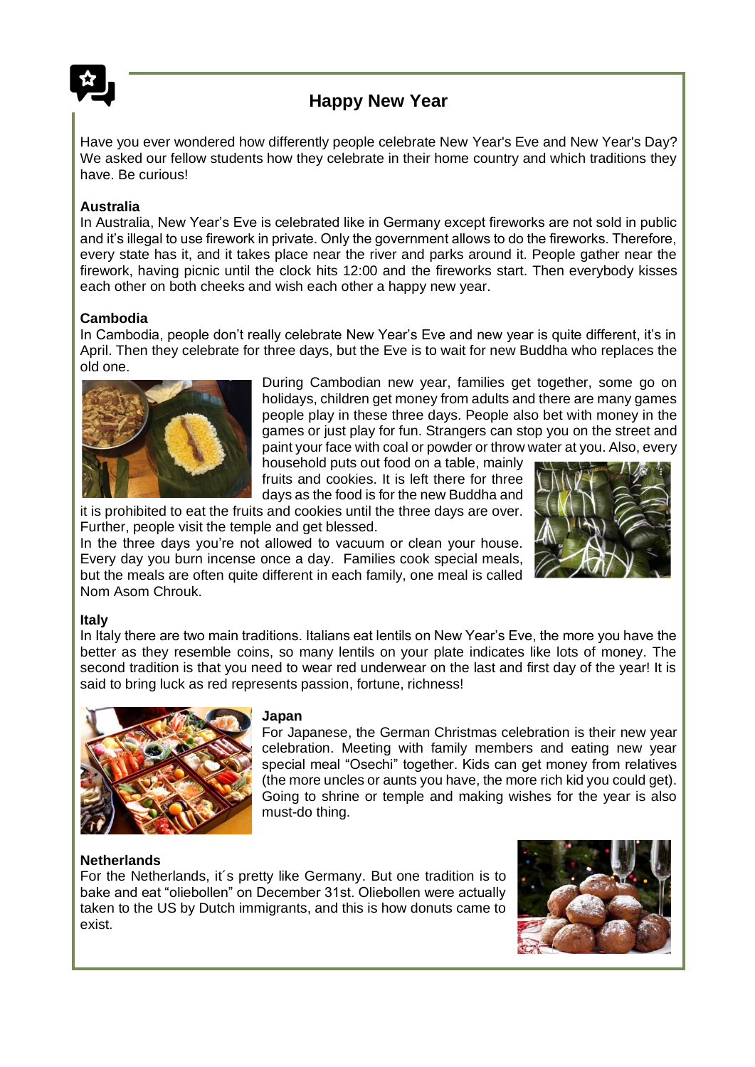# Happy New Year

Have you ever wondered how differently people celebrate New Year's Eve and New Year's Day? We asked our fellow students how they celebrate in their home country and which traditions they have. Be curious!

**Australia**

In Australia, New Year's Eve is celebrated like in Germany except fireworks are not sold in public and it's illegal to use firework in private. Only the government allows to do the fireworks. Therefore, every state has it, and it takes place near the river and parks around it. People gather near the firework, having picnic until the clock hits 12:00 and the fireworks start. Then everybody kisses each other on both cheeks and wish each other a happy new year.

**Cambodia**

In Cambodia, people don't really celebrate New Year's Eve and new year is quite different, it's in April. Then they celebrate for three days, but the Eve is to wait for new Buddha who replaces the old one.

During Cambodian new year, families get together, some go on holidays, children get money from adults and there are many games people play in these three days. People also bet with money in the games or just play for fun. Strangers can stop you on the street and paint your face with coal or powder or throw water at you. Also, every household puts out food on a table, mainly fruits and cookies. It is left there for three days as the food is for the new Buddha and it is prohibited to eat the fruits and cookies until the three days are over. Further, people visit the temple and get blessed.

In the three days you're not allowed to vacuum or clean your house. Every day you burn incense once a day. Families cook special meals, but the meals are often quite different in each family, one meal is called Nom Asom Chrouk.

**Italy**

In Italy there are two main traditions. Italians eat lentils on New Year's Eve, the more you have the better as they resemble coins, so many lentils on your plate indicates like lots of money. The second tradition is that you need to wear red underwear on the last and first day of the year! It is said to bring luck as red represents passion, fortune, richness!

**Japan**

For Japanese, the German Christmas celebration is their new year celebration. Meeting with family members and eating new year special meal "Osechi" together. Kids can get money from relatives (the more uncles or aunts you have, the more rich kid you could get). Going to shrine or temple and making wishes for the year is also must-do thing.

**Netherlands**

For the Netherlands, it´s pretty like Germany. But one tradition is to bake and eat "oliebollen" on December 31st. Oliebollen were actually taken to the US by Dutch immigrants, and this is how donuts came to exist.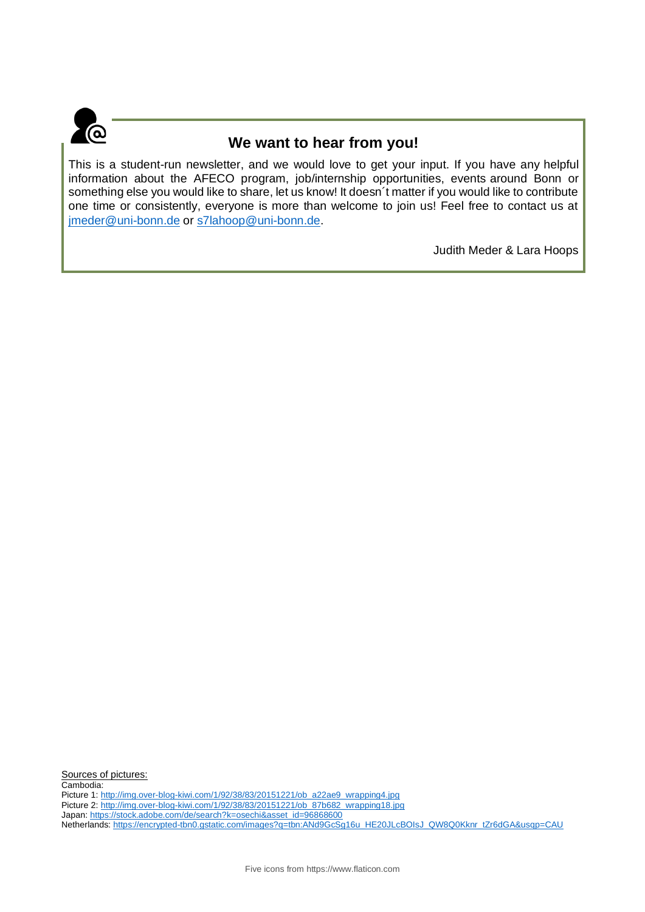## We want to hear from you!

This is a student-run newsletter, and we would love to get your input. If you have any helpful information about the AFECO program, job/internship opportunities, events around Bonn or something else you would like to share, let us know! It doesn´t matter if you would like to contribute one time or consistently, everyone is more than welcome to join us! Feel free to contact us at jmeder@uni-bonn.de or s7lahoop@uni-bonn.de.

Judith Meder & Lara Hoops

Sources of pictures:
Cambodia:
Picture 1: http://img.over-blog-kiwi.com/1/92/38/83/20151221/ob_a22ae9_wrapping4.jpg
Picture 2: http://img.over-blog-kiwi.com/1/92/38/83/20151221/ob_87b682_wrapping18.jpg
Japan: https://stock.adobe.com/de/search?k=osechi&asset_id=96868600
Netherlands: https://encrypted-tbn0.gstatic.com/images?q=tbn:ANd9GcSg16u_HE20JLcBOIsJ_QW8Q0Kknr_tZr6dGA&usqp=CAU

Five icons from https://www.flaticon.com